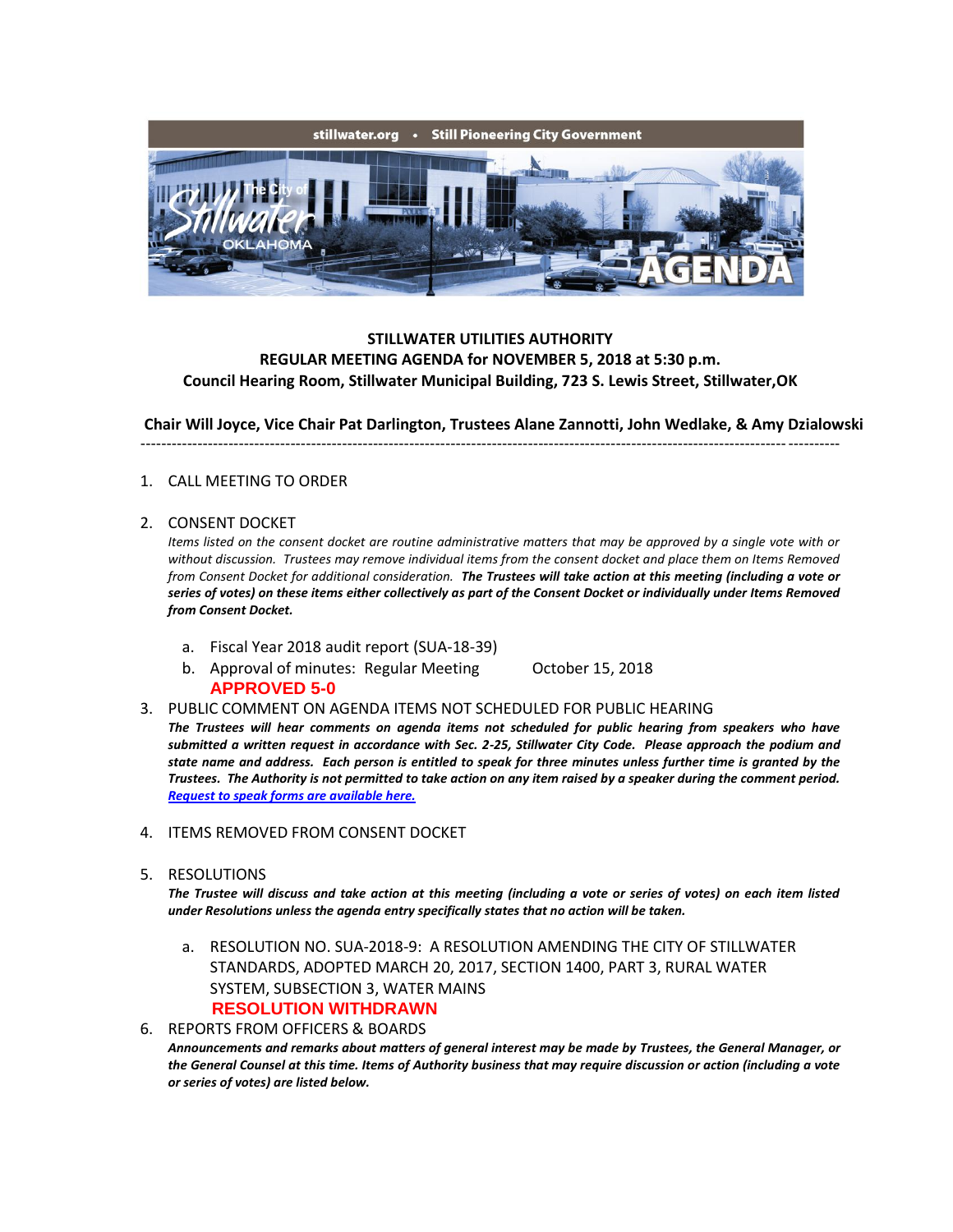stillwater.org • Still Pioneering City Government

The City of Stillwater OKLAHOMA

AGENDA

**STILLWATER UTILITIES AUTHORITY**
**REGULAR MEETING AGENDA for NOVEMBER 5, 2018 at 5:30 p.m.**
**Council Hearing Room, Stillwater Municipal Building, 723 S. Lewis Street, Stillwater,OK**

**Chair Will Joyce, Vice Chair Pat Darlington, Trustees Alane Zannotti, John Wedlake, & Amy Dzialowski**

---

1. CALL MEETING TO ORDER

2. CONSENT DOCKET

   *Items listed on the consent docket are routine administrative matters that may be approved by a single vote with or without discussion. Trustees may remove individual items from the consent docket and place them on Items Removed from Consent Docket for additional consideration.* ***The Trustees will take action at this meeting (including a vote or series of votes) on these items either collectively as part of the Consent Docket or individually under Items Removed from Consent Docket.***

   a. Fiscal Year 2018 audit report (SUA-18-39)
   b. Approval of minutes: Regular Meeting October 15, 2018

   **APPROVED 5-0**

3. PUBLIC COMMENT ON AGENDA ITEMS NOT SCHEDULED FOR PUBLIC HEARING

   ***The Trustees will hear comments on agenda items not scheduled for public hearing from speakers who have submitted a written request in accordance with Sec. 2-25, Stillwater City Code. Please approach the podium and state name and address. Each person is entitled to speak for three minutes unless further time is granted by the Trustees. The Authority is not permitted to take action on any item raised by a speaker during the comment period.*** ***Request to speak forms are available here.***

4. ITEMS REMOVED FROM CONSENT DOCKET

5. RESOLUTIONS

   ***The Trustee will discuss and take action at this meeting (including a vote or series of votes) on each item listed under Resolutions unless the agenda entry specifically states that no action will be taken.***

   a. RESOLUTION NO. SUA-2018-9: A RESOLUTION AMENDING THE CITY OF STILLWATER STANDARDS, ADOPTED MARCH 20, 2017, SECTION 1400, PART 3, RURAL WATER SYSTEM, SUBSECTION 3, WATER MAINS

   **RESOLUTION WITHDRAWN**

6. REPORTS FROM OFFICERS & BOARDS

   ***Announcements and remarks about matters of general interest may be made by Trustees, the General Manager, or the General Counsel at this time. Items of Authority business that may require discussion or action (including a vote or series of votes) are listed below.***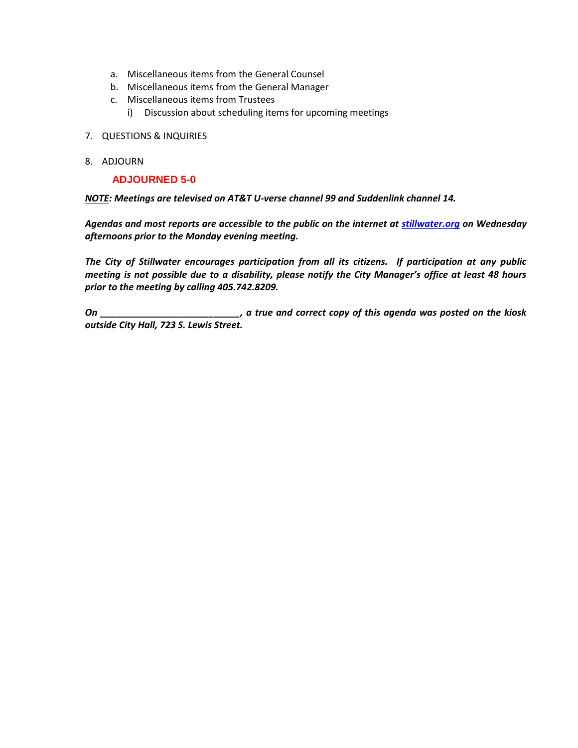a. Miscellaneous items from the General Counsel
   b. Miscellaneous items from the General Manager
   c. Miscellaneous items from Trustees
      i) Discussion about scheduling items for upcoming meetings

7. QUESTIONS & INQUIRIES

8. ADJOURN

   **ADJOURNED 5-0**

***NOTE*: Meetings are televised on AT&T U-verse channel 99 and Suddenlink channel 14.**

***Agendas and most reports are accessible to the public on the internet at [stillwater.org](stillwater.org) on Wednesday afternoons prior to the Monday evening meeting.***

***The City of Stillwater encourages participation from all its citizens. If participation at any public meeting is not possible due to a disability, please notify the City Manager's office at least 48 hours prior to the meeting by calling 405.742.8209.***

***On ___________________________, a true and correct copy of this agenda was posted on the kiosk outside City Hall, 723 S. Lewis Street.***